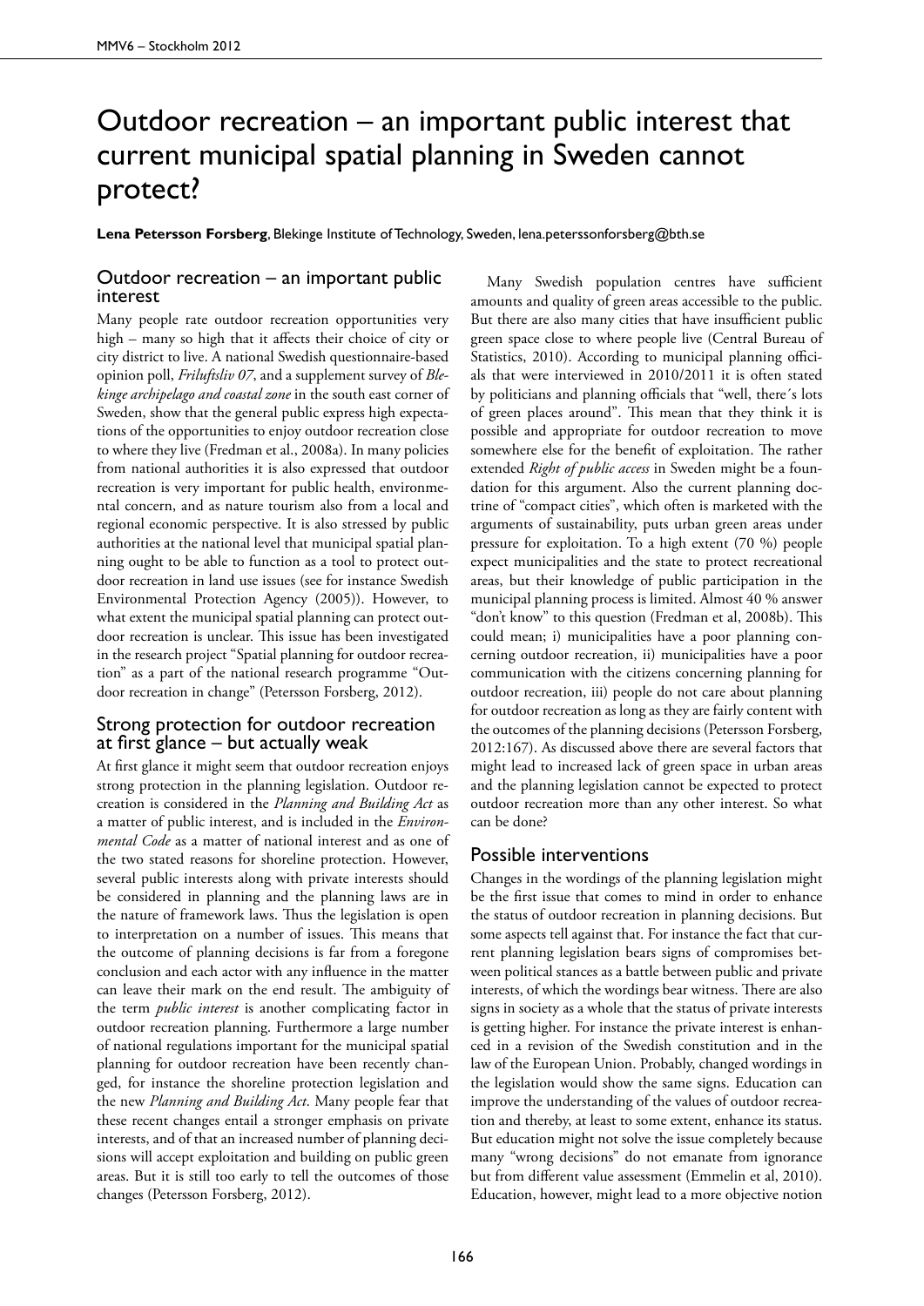# Outdoor recreation – an important public interest that current municipal spatial planning in Sweden cannot protect?

**Lena Petersson Forsberg**, Blekinge Institute of Technology, Sweden, lena.peterssonforsberg@bth.se

## Outdoor recreation – an important public interest

Many people rate outdoor recreation opportunities very high – many so high that it affects their choice of city or city district to live. A national Swedish questionnaire-based opinion poll, *Friluftsliv 07*, and a supplement survey of *Blekinge archipelago and coastal zone* in the south east corner of Sweden, show that the general public express high expectations of the opportunities to enjoy outdoor recreation close to where they live (Fredman et al., 2008a). In many policies from national authorities it is also expressed that outdoor recreation is very important for public health, environmental concern, and as nature tourism also from a local and regional economic perspective. It is also stressed by public authorities at the national level that municipal spatial planning ought to be able to function as a tool to protect outdoor recreation in land use issues (see for instance Swedish Environmental Protection Agency (2005)). However, to what extent the municipal spatial planning can protect outdoor recreation is unclear. This issue has been investigated in the research project "Spatial planning for outdoor recreation" as a part of the national research programme "Outdoor recreation in change" (Petersson Forsberg, 2012).

## Strong protection for outdoor recreation at first glance – but actually weak

At first glance it might seem that outdoor recreation enjoys strong protection in the planning legislation. Outdoor recreation is considered in the *Planning and Building Act* as a matter of public interest, and is included in the *Environmental Code* as a matter of national interest and as one of the two stated reasons for shoreline protection. However, several public interests along with private interests should be considered in planning and the planning laws are in the nature of framework laws. Thus the legislation is open to interpretation on a number of issues. This means that the outcome of planning decisions is far from a foregone conclusion and each actor with any influence in the matter can leave their mark on the end result. The ambiguity of the term *public interest* is another complicating factor in outdoor recreation planning. Furthermore a large number of national regulations important for the municipal spatial planning for outdoor recreation have been recently changed, for instance the shoreline protection legislation and the new *Planning and Building Act*. Many people fear that these recent changes entail a stronger emphasis on private interests, and of that an increased number of planning decisions will accept exploitation and building on public green areas. But it is still too early to tell the outcomes of those changes (Petersson Forsberg, 2012).

Many Swedish population centres have sufficient amounts and quality of green areas accessible to the public. But there are also many cities that have insufficient public green space close to where people live (Central Bureau of Statistics, 2010). According to municipal planning officials that were interviewed in 2010/2011 it is often stated by politicians and planning officials that "well, there´s lots of green places around". This mean that they think it is possible and appropriate for outdoor recreation to move somewhere else for the benefit of exploitation. The rather extended *Right of public access* in Sweden might be a foundation for this argument. Also the current planning doctrine of "compact cities", which often is marketed with the arguments of sustainability, puts urban green areas under pressure for exploitation. To a high extent (70 %) people expect municipalities and the state to protect recreational areas, but their knowledge of public participation in the municipal planning process is limited. Almost 40 % answer "don't know" to this question (Fredman et al, 2008b). This could mean; i) municipalities have a poor planning concerning outdoor recreation, ii) municipalities have a poor communication with the citizens concerning planning for outdoor recreation, iii) people do not care about planning for outdoor recreation as long as they are fairly content with the outcomes of the planning decisions (Petersson Forsberg, 2012:167). As discussed above there are several factors that might lead to increased lack of green space in urban areas and the planning legislation cannot be expected to protect outdoor recreation more than any other interest. So what can be done?

## Possible interventions

Changes in the wordings of the planning legislation might be the first issue that comes to mind in order to enhance the status of outdoor recreation in planning decisions. But some aspects tell against that. For instance the fact that current planning legislation bears signs of compromises between political stances as a battle between public and private interests, of which the wordings bear witness. There are also signs in society as a whole that the status of private interests is getting higher. For instance the private interest is enhanced in a revision of the Swedish constitution and in the law of the European Union. Probably, changed wordings in the legislation would show the same signs. Education can improve the understanding of the values of outdoor recreation and thereby, at least to some extent, enhance its status. But education might not solve the issue completely because many "wrong decisions" do not emanate from ignorance but from different value assessment (Emmelin et al, 2010). Education, however, might lead to a more objective notion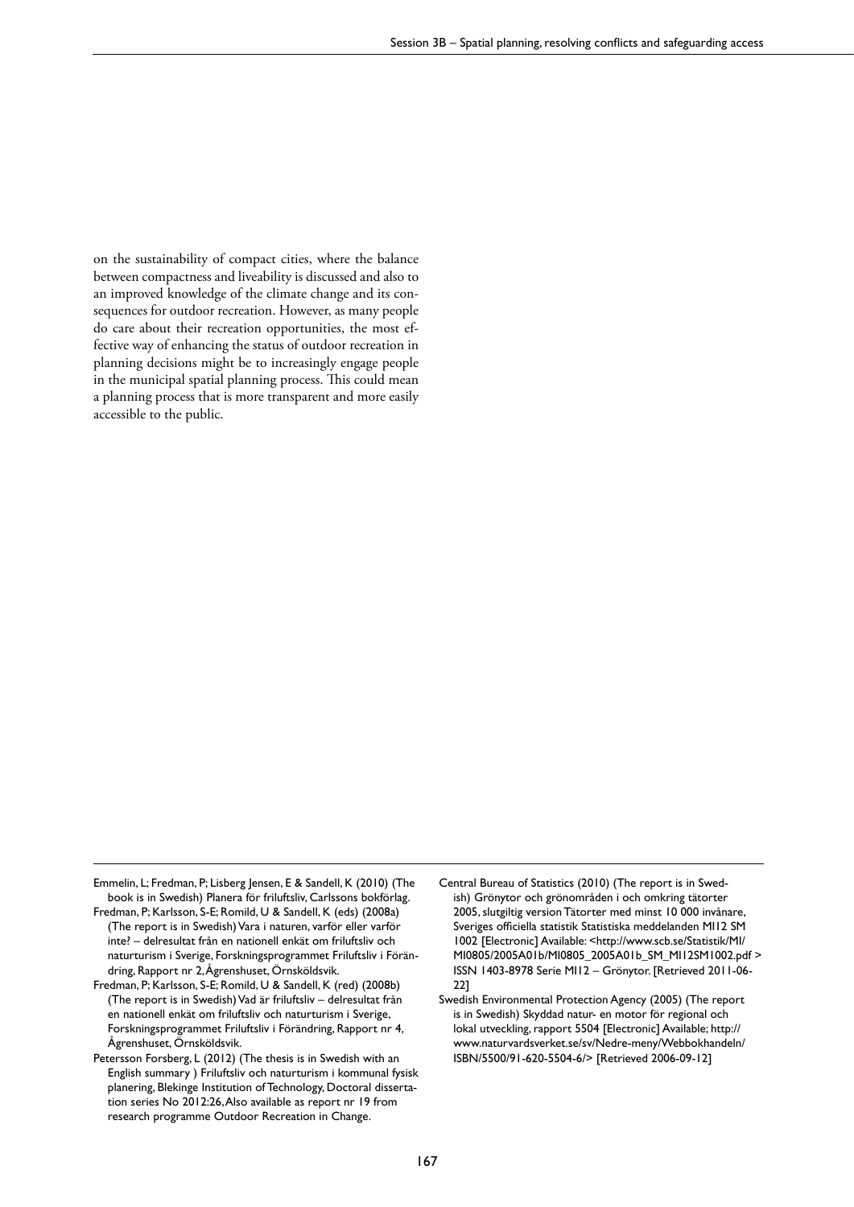on the sustainability of compact cities, where the balance between compactness and liveability is discussed and also to an improved knowledge of the climate change and its consequences for outdoor recreation. However, as many people do care about their recreation opportunities, the most effective way of enhancing the status of outdoor recreation in planning decisions might be to increasingly engage people in the municipal spatial planning process. This could mean a planning process that is more transparent and more easily accessible to the public.

Emmelin, L; Fredman, P; Lisberg Jensen, E & Sandell, K (2010) (The book is in Swedish) Planera för friluftsliv, Carlssons bokförlag.

Fredman, P; Karlsson, S-E; Romild, U & Sandell, K (eds) (2008a) (The report is in Swedish) Vara i naturen, varför eller varför inte? – delresultat från en nationell enkät om friluftsliv och naturturism i Sverige, Forskningsprogrammet Friluftsliv i Förändring, Rapport nr 2, Ågrenshuset, Örnsköldsvik.

Fredman, P; Karlsson, S-E; Romild, U & Sandell, K (red) (2008b) (The report is in Swedish) Vad är friluftsliv – delresultat från en nationell enkät om friluftsliv och naturturism i Sverige, Forskningsprogrammet Friluftsliv i Förändring, Rapport nr 4, Ågrenshuset, Örnsköldsvik.

Petersson Forsberg, L (2012) (The thesis is in Swedish with an English summary ) Friluftsliv och naturturism i kommunal fysisk planering, Blekinge Institution of Technology, Doctoral dissertation series No 2012:26, Also available as report nr 19 from research programme Outdoor Recreation in Change.

Central Bureau of Statistics (2010) (The report is in Swedish) Grönytor och grönområden i och omkring tätorter 2005, slutgiltig version Tätorter med minst 10 000 invånare, Sveriges officiella statistik Statistiska meddelanden MI12 SM 1002 [Electronic] Available: <http://www.scb.se/Statistik/MI/MI0805/2005A01b/MI0805_2005A01b_SM_MI12SM1002.pdf > ISSN 1403-8978 Serie MI12 – Grönytor. [Retrieved 2011-06-22]

Swedish Environmental Protection Agency (2005) (The report is in Swedish) Skyddad natur- en motor för regional och lokal utveckling, rapport 5504 [Electronic] Available; http://www.naturvardsverket.se/sv/Nedre-meny/Webbokhandeln/ISBN/5500/91-620-5504-6/> [Retrieved 2006-09-12]